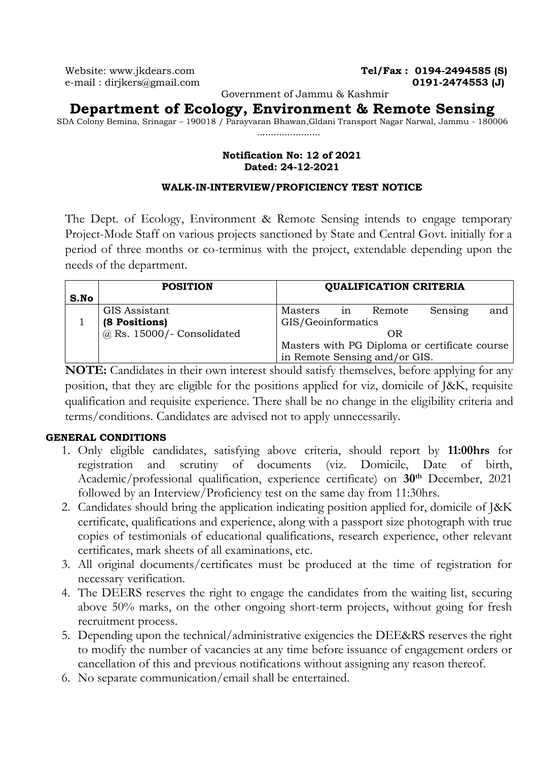Website: www.jkdears.com
e-mail : dirjkers@gmail.com

**Tel/Fax : 0194-2494585 (S)**
**0191-2474553 (J)**

Government of Jammu & Kashmir

# Department of Ecology, Environment & Remote Sensing

SDA Colony Bemina, Srinagar – 190018 / Parayvaran Bhawan,Gldani Transport Nagar Narwal, Jammu - 180006

.......................

**Notification No: 12 of 2021**
**Dated: 24-12-2021**

**WALK-IN-INTERVIEW/PROFICIENCY TEST NOTICE**

The Dept. of Ecology, Environment & Remote Sensing intends to engage temporary Project-Mode Staff on various projects sanctioned by State and Central Govt. initially for a period of three months or co-terminus with the project, extendable depending upon the needs of the department.

| S.No | POSITION | QUALIFICATION CRITERIA |
|---|---|---|
| 1 | GIS Assistant **(8 Positions)** @ Rs. 15000/- Consolidated | Masters in Remote Sensing and GIS/Geoinformatics OR Masters with PG Diploma or certificate course in Remote Sensing and/or GIS. |

**NOTE:** Candidates in their own interest should satisfy themselves, before applying for any position, that they are eligible for the positions applied for viz, domicile of J&K, requisite qualification and requisite experience. There shall be no change in the eligibility criteria and terms/conditions. Candidates are advised not to apply unnecessarily.

**GENERAL CONDITIONS**

1. Only eligible candidates, satisfying above criteria, should report by **11:00hrs** for registration and scrutiny of documents (viz. Domicile, Date of birth, Academic/professional qualification, experience certificate) on **30th** December, 2021 followed by an Interview/Proficiency test on the same day from 11:30hrs.
2. Candidates should bring the application indicating position applied for, domicile of J&K certificate, qualifications and experience, along with a passport size photograph with true copies of testimonials of educational qualifications, research experience, other relevant certificates, mark sheets of all examinations, etc.
3. All original documents/certificates must be produced at the time of registration for necessary verification.
4. The DEERS reserves the right to engage the candidates from the waiting list, securing above 50% marks, on the other ongoing short-term projects, without going for fresh recruitment process.
5. Depending upon the technical/administrative exigencies the DEE&RS reserves the right to modify the number of vacancies at any time before issuance of engagement orders or cancellation of this and previous notifications without assigning any reason thereof.
6. No separate communication/email shall be entertained.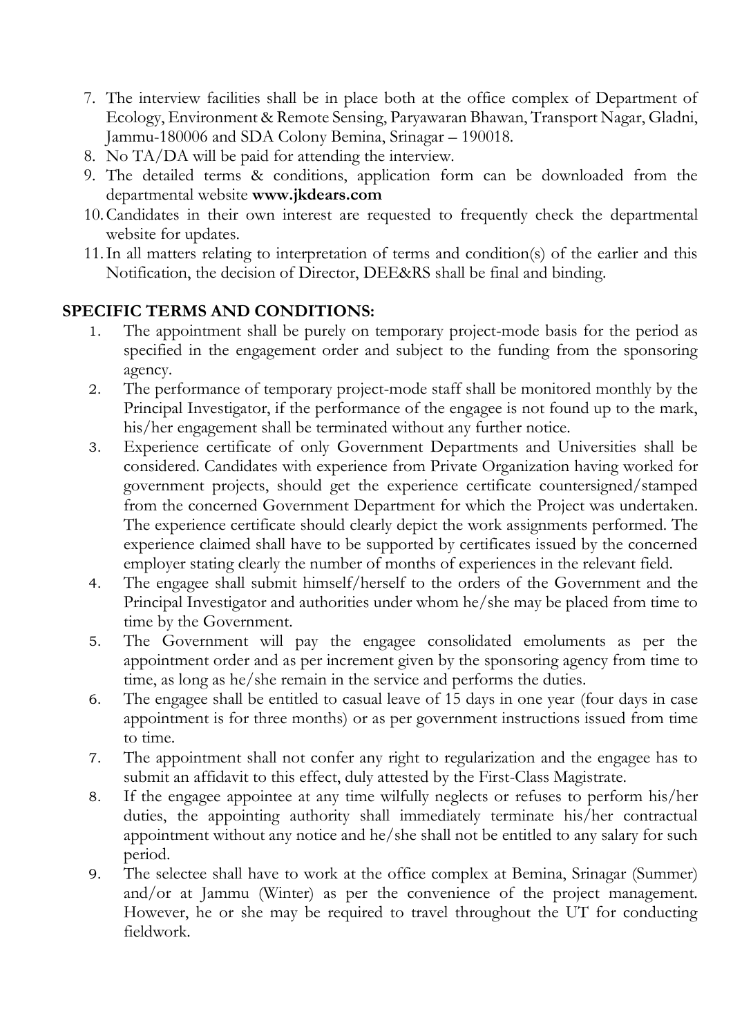7. The interview facilities shall be in place both at the office complex of Department of Ecology, Environment & Remote Sensing, Paryawaran Bhawan, Transport Nagar, Gladni, Jammu-180006 and SDA Colony Bemina, Srinagar – 190018.
8. No TA/DA will be paid for attending the interview.
9. The detailed terms & conditions, application form can be downloaded from the departmental website **www.jkdears.com**
10. Candidates in their own interest are requested to frequently check the departmental website for updates.
11. In all matters relating to interpretation of terms and condition(s) of the earlier and this Notification, the decision of Director, DEE&RS shall be final and binding.

## SPECIFIC TERMS AND CONDITIONS:

1. The appointment shall be purely on temporary project-mode basis for the period as specified in the engagement order and subject to the funding from the sponsoring agency.
2. The performance of temporary project-mode staff shall be monitored monthly by the Principal Investigator, if the performance of the engagee is not found up to the mark, his/her engagement shall be terminated without any further notice.
3. Experience certificate of only Government Departments and Universities shall be considered. Candidates with experience from Private Organization having worked for government projects, should get the experience certificate countersigned/stamped from the concerned Government Department for which the Project was undertaken. The experience certificate should clearly depict the work assignments performed. The experience claimed shall have to be supported by certificates issued by the concerned employer stating clearly the number of months of experiences in the relevant field.
4. The engagee shall submit himself/herself to the orders of the Government and the Principal Investigator and authorities under whom he/she may be placed from time to time by the Government.
5. The Government will pay the engagee consolidated emoluments as per the appointment order and as per increment given by the sponsoring agency from time to time, as long as he/she remain in the service and performs the duties.
6. The engagee shall be entitled to casual leave of 15 days in one year (four days in case appointment is for three months) or as per government instructions issued from time to time.
7. The appointment shall not confer any right to regularization and the engagee has to submit an affidavit to this effect, duly attested by the First-Class Magistrate.
8. If the engagee appointee at any time wilfully neglects or refuses to perform his/her duties, the appointing authority shall immediately terminate his/her contractual appointment without any notice and he/she shall not be entitled to any salary for such period.
9. The selectee shall have to work at the office complex at Bemina, Srinagar (Summer) and/or at Jammu (Winter) as per the convenience of the project management. However, he or she may be required to travel throughout the UT for conducting fieldwork.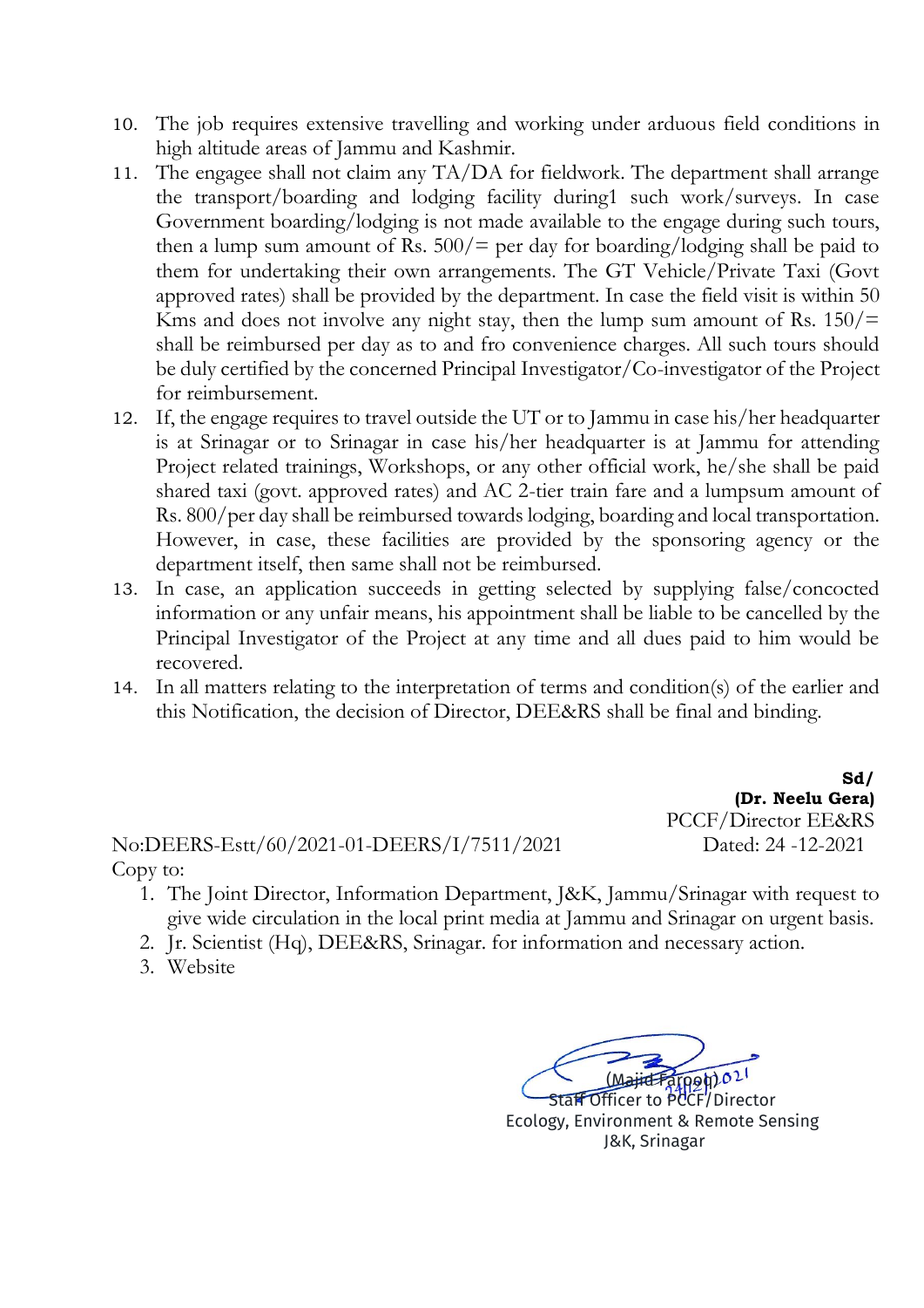10. The job requires extensive travelling and working under arduous field conditions in high altitude areas of Jammu and Kashmir.
11. The engagee shall not claim any TA/DA for fieldwork. The department shall arrange the transport/boarding and lodging facility during1 such work/surveys. In case Government boarding/lodging is not made available to the engage during such tours, then a lump sum amount of Rs. 500/= per day for boarding/lodging shall be paid to them for undertaking their own arrangements. The GT Vehicle/Private Taxi (Govt approved rates) shall be provided by the department. In case the field visit is within 50 Kms and does not involve any night stay, then the lump sum amount of Rs. 150/= shall be reimbursed per day as to and fro convenience charges. All such tours should be duly certified by the concerned Principal Investigator/Co-investigator of the Project for reimbursement.
12. If, the engage requires to travel outside the UT or to Jammu in case his/her headquarter is at Srinagar or to Srinagar in case his/her headquarter is at Jammu for attending Project related trainings, Workshops, or any other official work, he/she shall be paid shared taxi (govt. approved rates) and AC 2-tier train fare and a lumpsum amount of Rs. 800/per day shall be reimbursed towards lodging, boarding and local transportation. However, in case, these facilities are provided by the sponsoring agency or the department itself, then same shall not be reimbursed.
13. In case, an application succeeds in getting selected by supplying false/concocted information or any unfair means, his appointment shall be liable to be cancelled by the Principal Investigator of the Project at any time and all dues paid to him would be recovered.
14. In all matters relating to the interpretation of terms and condition(s) of the earlier and this Notification, the decision of Director, DEE&RS shall be final and binding.

**Sd/**
**(Dr. Neelu Gera)**
PCCF/Director EE&RS

No:DEERS-Estt/60/2021-01-DEERS/I/7511/2021 Dated: 24 -12-2021

Copy to:

1. The Joint Director, Information Department, J&K, Jammu/Srinagar with request to give wide circulation in the local print media at Jammu and Srinagar on urgent basis.
2. Jr. Scientist (Hq), DEE&RS, Srinagar. for information and necessary action.
3. Website

(Majid Farooq) 24/12/2021
Staff Officer to PCCF/Director
Ecology, Environment & Remote Sensing
J&K, Srinagar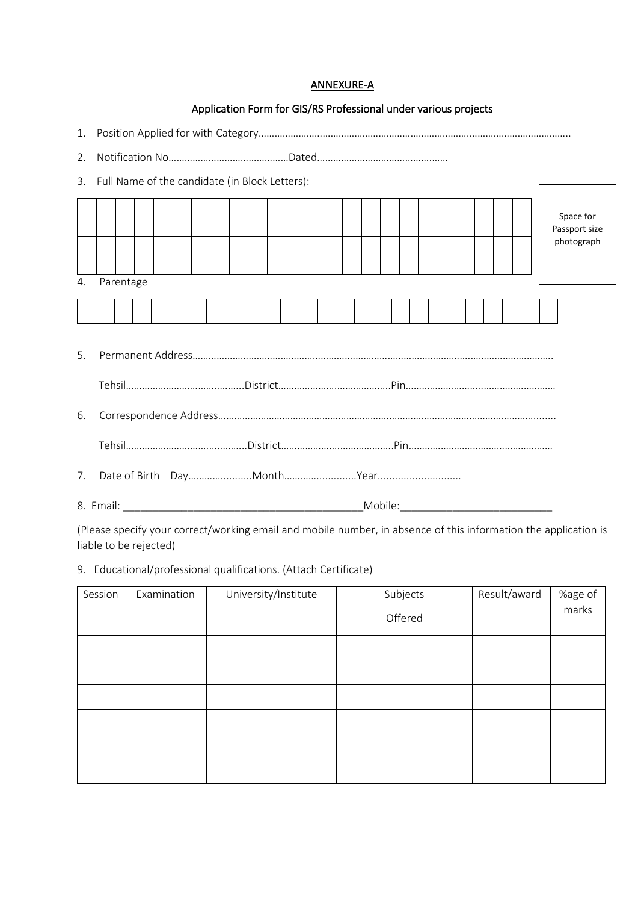## ANNEXURE-A

### Application Form for GIS/RS Professional under various projects

1. Position Applied for with Category……………………………………………………………………………………………………..
2. Notification No………………………………………Dated…………………………………………
3. Full Name of the candidate (in Block Letters):

| | | | | | | | | | | | | | | | | | | | | | | | |
|---|---|---|---|---|---|---|---|---|---|---|---|---|---|---|---|---|---|---|---|---|---|---|---|
| | | | | | | | | | | | | | | | | | | | | | | | |

Space for Passport size photograph

4. Parentage

| | | | | | | | | | | | | | | | | | | | | | | | | |
|---|---|---|---|---|---|---|---|---|---|---|---|---|---|---|---|---|---|---|---|---|---|---|---|---|

5. Permanent Address…………………………………………………………………………………………………………………….

   Tehsil……………………………………..District……………………………………Pin………………………………………………

6. Correspondence Address………………………………………………………………………………………………………….......

   Tehsil……………………………………..District……………………………………Pin………………………………………………

7. Date of Birth Day…………..........Month…………..........Year............................

8. Email: ________________________________________Mobile:__________________________

(Please specify your correct/working email and mobile number, in absence of this information the application is liable to be rejected)

9. Educational/professional qualifications. (Attach Certificate)

| Session | Examination | University/Institute | Subjects Offered | Result/award | %age of marks |
|---|---|---|---|---|---|
| | | | | | |
| | | | | | |
| | | | | | |
| | | | | | |
| | | | | | |
| | | | | | |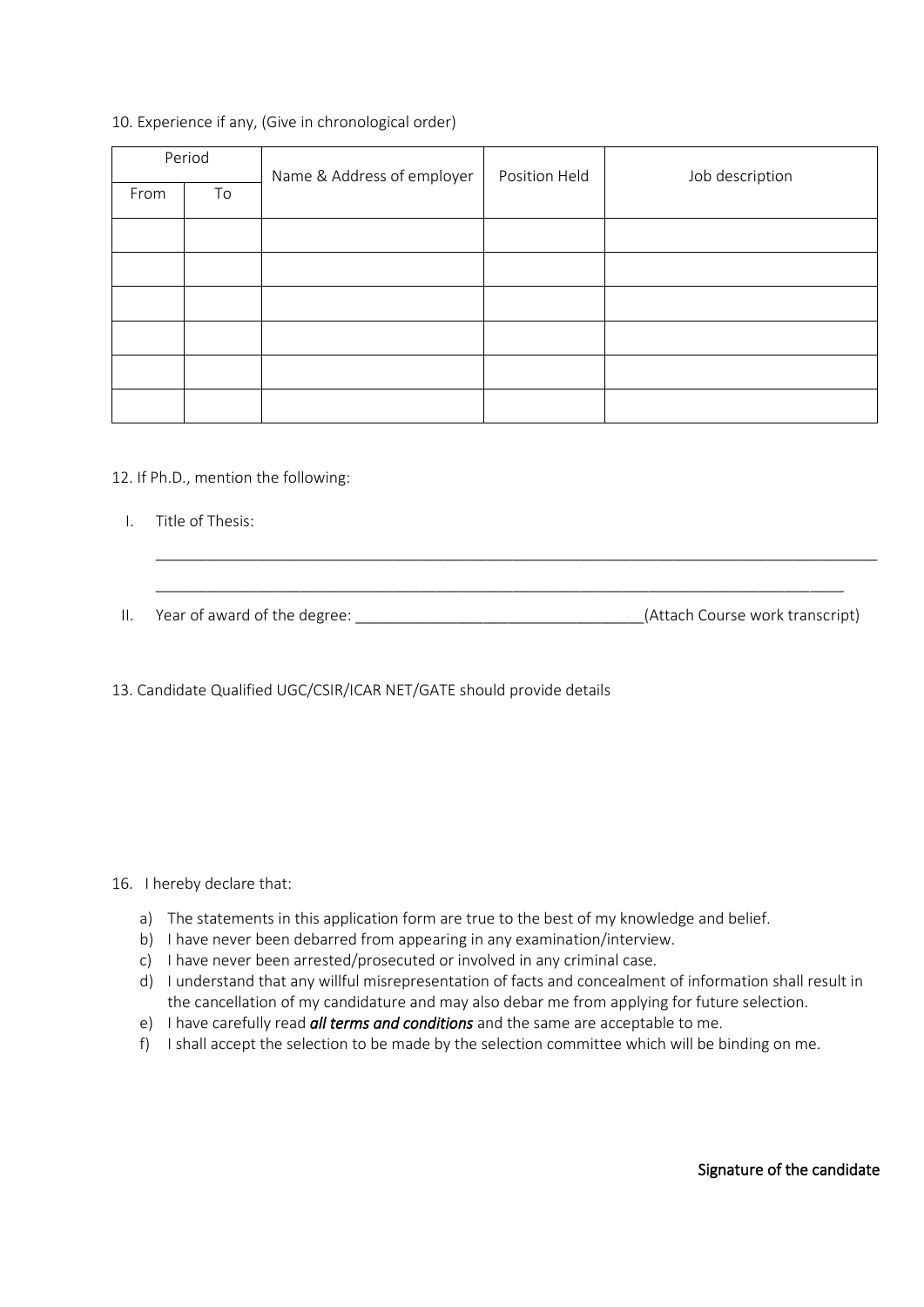10. Experience if any, (Give in chronological order)

| Period | | Name & Address of employer | Position Held | Job description |
|---|---|---|---|---|
| From | To | | | |
| | | | | |
| | | | | |
| | | | | |
| | | | | |
| | | | | |
| | | | | |

12. If Ph.D., mention the following:

I. Title of Thesis:

______________________________________________________________________________

____________________________________________________________________________

II. Year of award of the degree: _________________________________(Attach Course work transcript)

13. Candidate Qualified UGC/CSIR/ICAR NET/GATE should provide details

16. I hereby declare that:

a) The statements in this application form are true to the best of my knowledge and belief.
b) I have never been debarred from appearing in any examination/interview.
c) I have never been arrested/prosecuted or involved in any criminal case.
d) I understand that any willful misrepresentation of facts and concealment of information shall result in the cancellation of my candidature and may also debar me from applying for future selection.
e) I have carefully read ***all terms and conditions*** and the same are acceptable to me.
f) I shall accept the selection to be made by the selection committee which will be binding on me.

Signature of the candidate